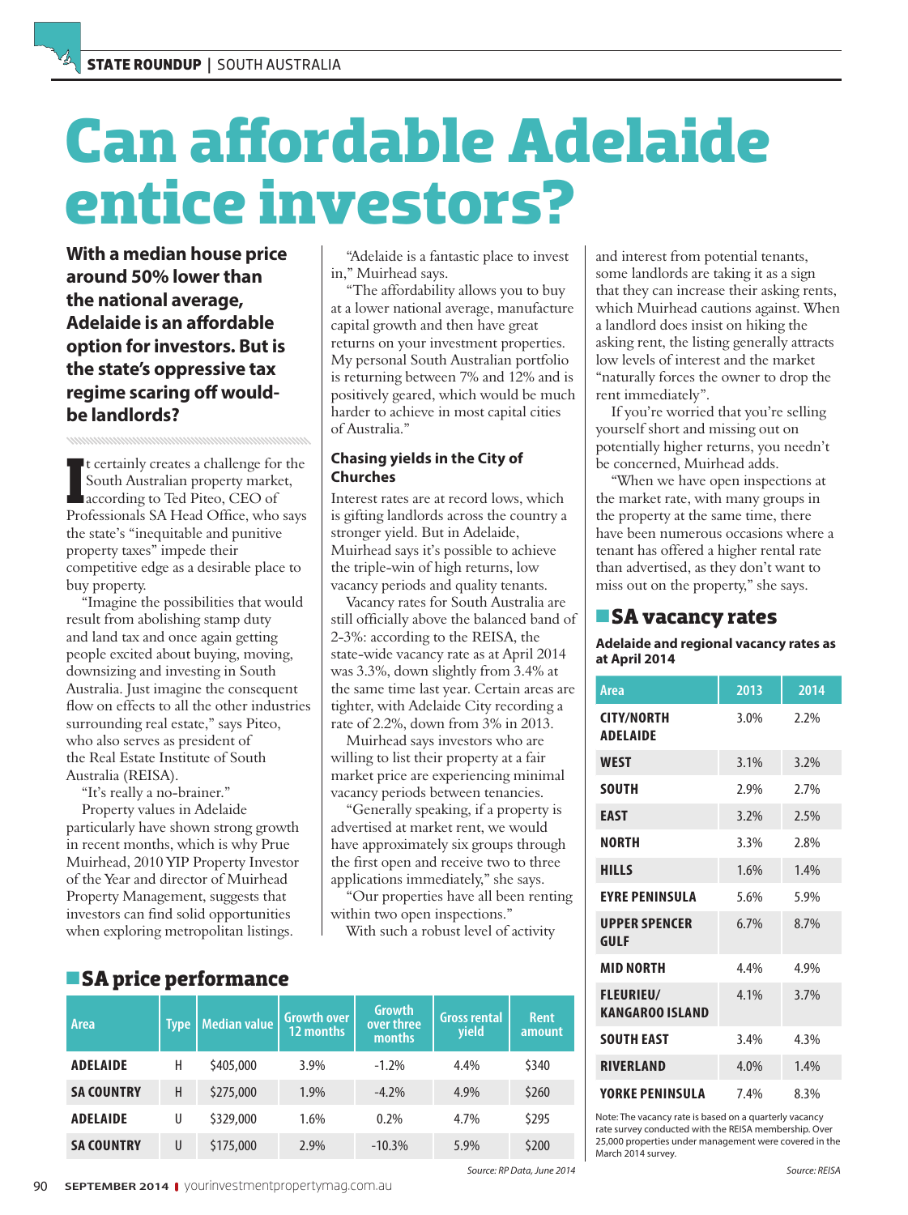# Can affordable Adelaide entice investors?

**With a median house price around 50% lower than the national average, Adelaide is an affordable option for investors. But is the state's oppressive tax regime scaring off would-be landlords?**

It certainly creates a challenge for the South Australian property market, according to Ted Piteo, CEO of Professionals SA Head Office, who says the state's "inequitable and punitive property taxes" impede their competitive edge as a desirable place to buy property.

"Imagine the possibilities that would result from abolishing stamp duty and land tax and once again getting people excited about buying, moving, downsizing and investing in South Australia. Just imagine the consequent flow on effects to all the other industries surrounding real estate," says Piteo, who also serves as president of the Real Estate Institute of South Australia (REISA).

"It's really a no-brainer."

Property values in Adelaide particularly have shown strong growth in recent months, which is why Prue Muirhead, 2010 YIP Property Investor of the Year and director of Muirhead Property Management, suggests that investors can find solid opportunities when exploring metropolitan listings.

"Adelaide is a fantastic place to invest in," Muirhead says.

"The affordability allows you to buy at a lower national average, manufacture capital growth and then have great returns on your investment properties. My personal South Australian portfolio is returning between 7% and 12% and is positively geared, which would be much harder to achieve in most capital cities of Australia."

### Chasing yields in the City of Churches

Interest rates are at record lows, which is gifting landlords across the country a stronger yield. But in Adelaide, Muirhead says it's possible to achieve the triple-win of high returns, low vacancy periods and quality tenants.

Vacancy rates for South Australia are still officially above the balanced band of 2-3%: according to the REISA, the state-wide vacancy rate as at April 2014 was 3.3%, down slightly from 3.4% at the same time last year. Certain areas are tighter, with Adelaide City recording a rate of 2.2%, down from 3% in 2013.

Muirhead says investors who are willing to list their property at a fair market price are experiencing minimal vacancy periods between tenancies.

"Generally speaking, if a property is advertised at market rent, we would have approximately six groups through the first open and receive two to three applications immediately," she says.

"Our properties have all been renting within two open inspections."

With such a robust level of activity and interest from potential tenants, some landlords are taking it as a sign that they can increase their asking rents, which Muirhead cautions against. When a landlord does insist on hiking the asking rent, the listing generally attracts low levels of interest and the market "naturally forces the owner to drop the rent immediately".

If you're worried that you're selling yourself short and missing out on potentially higher returns, you needn't be concerned, Muirhead adds.

"When we have open inspections at the market rate, with many groups in the property at the same time, there have been numerous occasions where a tenant has offered a higher rental rate than advertised, as they don't want to miss out on the property," she says.

## SA price performance

| Area | Type | Median value | Growth over 12 months | Growth over three months | Gross rental yield | Rent amount |
|---|---|---|---|---|---|---|
| ADELAIDE | H | $405,000 | 3.9% | -1.2% | 4.4% | $340 |
| SA COUNTRY | H | $275,000 | 1.9% | -4.2% | 4.9% | $260 |
| ADELAIDE | U | $329,000 | 1.6% | 0.2% | 4.7% | $295 |
| SA COUNTRY | U | $175,000 | 2.9% | -10.3% | 5.9% | $200 |

*Source: RP Data, June 2014*

## SA vacancy rates

**Adelaide and regional vacancy rates as at April 2014**

| Area | 2013 | 2014 |
|---|---|---|
| CITY/NORTH ADELAIDE | 3.0% | 2.2% |
| WEST | 3.1% | 3.2% |
| SOUTH | 2.9% | 2.7% |
| EAST | 3.2% | 2.5% |
| NORTH | 3.3% | 2.8% |
| HILLS | 1.6% | 1.4% |
| EYRE PENINSULA | 5.6% | 5.9% |
| UPPER SPENCER GULF | 6.7% | 8.7% |
| MID NORTH | 4.4% | 4.9% |
| FLEURIEU/ KANGAROO ISLAND | 4.1% | 3.7% |
| SOUTH EAST | 3.4% | 4.3% |
| RIVERLAND | 4.0% | 1.4% |
| YORKE PENINSULA | 7.4% | 8.3% |

Note: The vacancy rate is based on a quarterly vacancy rate survey conducted with the REISA membership. Over 25,000 properties under management were covered in the March 2014 survey.

*Source: REISA*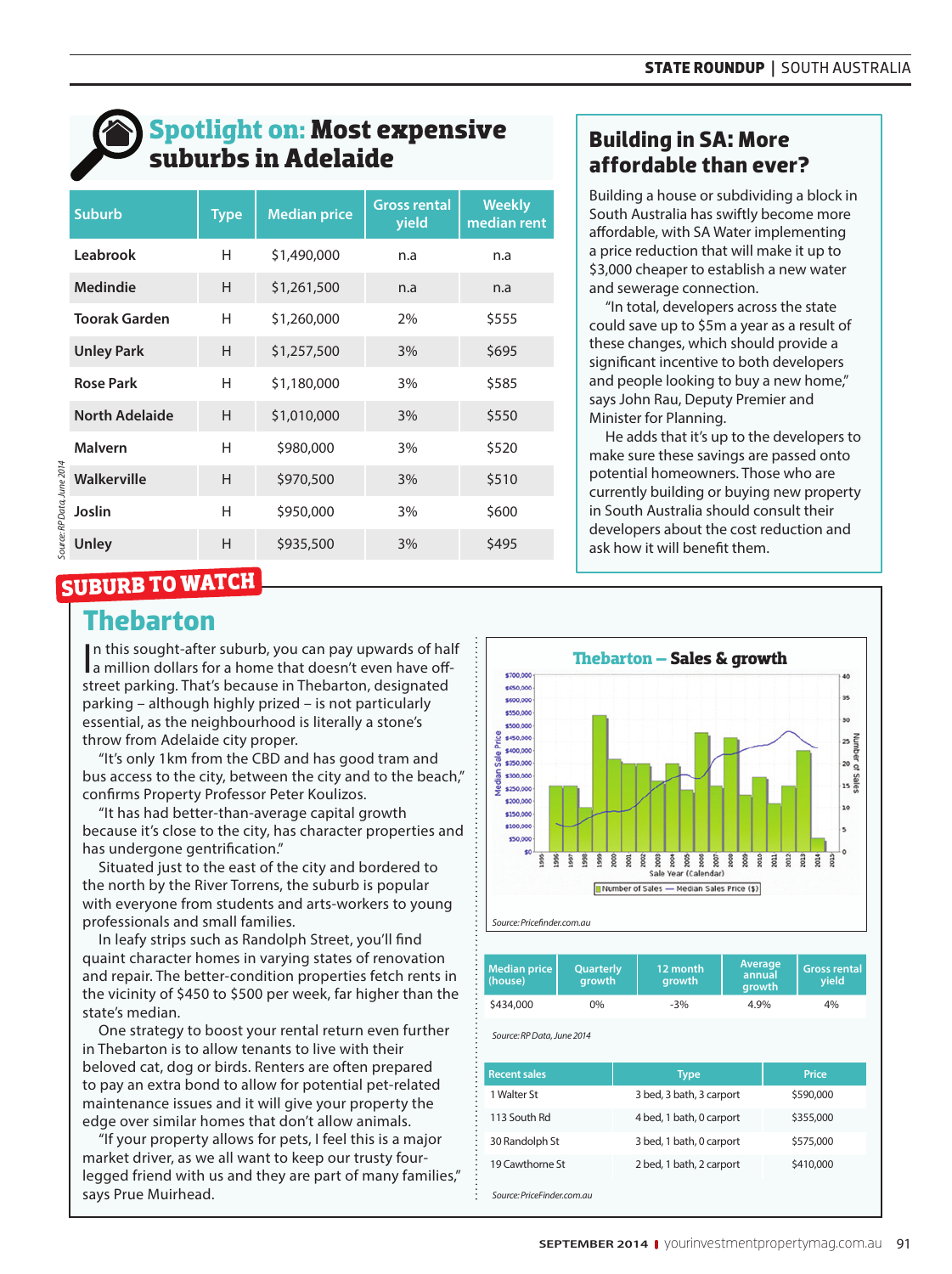## Spotlight on: Most expensive suburbs in Adelaide

| Suburb | Type | Median price | Gross rental yield | Weekly median rent |
|---|---|---|---|---|
| Leabrook | H | $1,490,000 | n.a | n.a |
| Medindie | H | $1,261,500 | n.a | n.a |
| Toorak Garden | H | $1,260,000 | 2% | $555 |
| Unley Park | H | $1,257,500 | 3% | $695 |
| Rose Park | H | $1,180,000 | 3% | $585 |
| North Adelaide | H | $1,010,000 | 3% | $550 |
| Malvern | H | $980,000 | 3% | $520 |
| Walkerville | H | $970,500 | 3% | $510 |
| Joslin | H | $950,000 | 3% | $600 |
| Unley | H | $935,500 | 3% | $495 |

*Source: RP Data, June 2014*

## Building in SA: More affordable than ever?

Building a house or subdividing a block in South Australia has swiftly become more affordable, with SA Water implementing a price reduction that will make it up to $3,000 cheaper to establish a new water and sewerage connection.

"In total, developers across the state could save up to $5m a year as a result of these changes, which should provide a significant incentive to both developers and people looking to buy a new home," says John Rau, Deputy Premier and Minister for Planning.

He adds that it's up to the developers to make sure these savings are passed onto potential homeowners. Those who are currently building or buying new property in South Australia should consult their developers about the cost reduction and ask how it will benefit them.

## SUBURB TO WATCH

# Thebarton

In this sought-after suburb, you can pay upwards of half a million dollars for a home that doesn't even have off-street parking. That's because in Thebarton, designated parking – although highly prized – is not particularly essential, as the neighbourhood is literally a stone's throw from Adelaide city proper.

"It's only 1km from the CBD and has good tram and bus access to the city, between the city and to the beach," confirms Property Professor Peter Koulizos.

"It has had better-than-average capital growth because it's close to the city, has character properties and has undergone gentrification."

Situated just to the east of the city and bordered to the north by the River Torrens, the suburb is popular with everyone from students and arts-workers to young professionals and small families.

In leafy strips such as Randolph Street, you'll find quaint character homes in varying states of renovation and repair. The better-condition properties fetch rents in the vicinity of $450 to $500 per week, far higher than the state's median.

One strategy to boost your rental return even further in Thebarton is to allow tenants to live with their beloved cat, dog or birds. Renters are often prepared to pay an extra bond to allow for potential pet-related maintenance issues and it will give your property the edge over similar homes that don't allow animals.

"If your property allows for pets, I feel this is a major market driver, as we all want to keep our trusty four-legged friend with us and they are part of many families," says Prue Muirhead.

**Thebarton – Sales & growth**

Median Sale Price: $0, $50,000, $100,000, $150,000, $200,000, $250,000, $300,000, $350,000, $400,000, $450,000, $500,000, $550,000, $600,000, $650,000, $700,000

Number of Sales: 0, 5, 10, 15, 20, 25, 30, 35, 40

Sale Year (Calendar): 1995, 1996, 1997, 1998, 1999, 2000, 2001, 2002, 2003, 2004, 2005, 2006, 2007, 2008, 2009, 2010, 2011, 2012, 2013, 2014, 2015

Number of Sales — Median Sales Price ($)

*Source: Pricefinder.com.au*

| Median price (house) | Quarterly growth | 12 month growth | Average annual growth | Gross rental yield |
|---|---|---|---|---|
| $434,000 | 0% | -3% | 4.9% | 4% |

*Source: RP Data, June 2014*

| Recent sales | Type | Price |
|---|---|---|
| 1 Walter St | 3 bed, 3 bath, 3 carport | $590,000 |
| 113 South Rd | 4 bed, 1 bath, 0 carport | $355,000 |
| 30 Randolph St | 3 bed, 1 bath, 0 carport | $575,000 |
| 19 Cawthorne St | 2 bed, 1 bath, 2 carport | $410,000 |

*Source: PriceFinder.com.au*